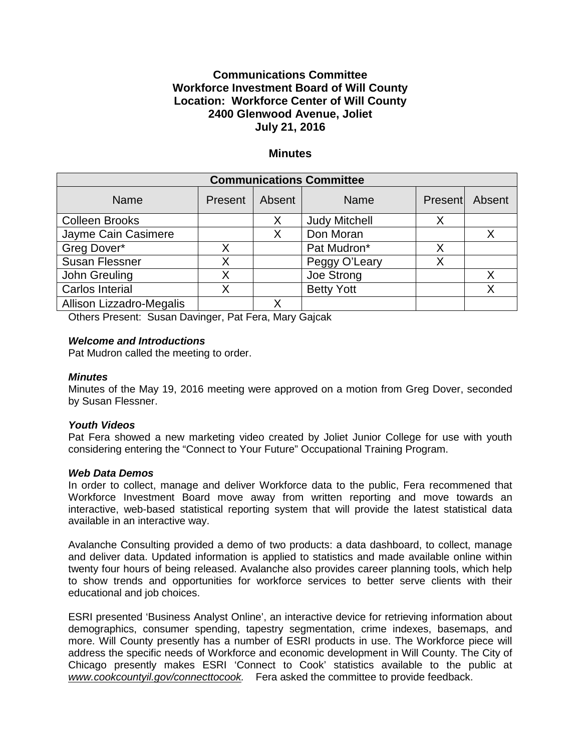**Communications Committee**
**Workforce Investment Board of Will County**
**Location: Workforce Center of Will County**
**2400 Glenwood Avenue, Joliet**
**July 21, 2016**

## Minutes

| Communications Committee | | | | | |
|---|---|---|---|---|---|
| Name | Present | Absent | Name | Present | Absent |
| Colleen Brooks | | X | Judy Mitchell | X | |
| Jayme Cain Casimere | | X | Don Moran | | X |
| Greg Dover* | X | | Pat Mudron* | X | |
| Susan Flessner | X | | Peggy O'Leary | X | |
| John Greuling | X | | Joe Strong | | X |
| Carlos Interial | X | | Betty Yott | | X |
| Allison Lizzadro-Megalis | | X | | | |

Others Present: Susan Davinger, Pat Fera, Mary Gajcak

***Welcome and Introductions***

Pat Mudron called the meeting to order.

***Minutes***

Minutes of the May 19, 2016 meeting were approved on a motion from Greg Dover, seconded by Susan Flessner.

***Youth Videos***

Pat Fera showed a new marketing video created by Joliet Junior College for use with youth considering entering the "Connect to Your Future" Occupational Training Program.

***Web Data Demos***

In order to collect, manage and deliver Workforce data to the public, Fera recommened that Workforce Investment Board move away from written reporting and move towards an interactive, web-based statistical reporting system that will provide the latest statistical data available in an interactive way.

Avalanche Consulting provided a demo of two products: a data dashboard, to collect, manage and deliver data. Updated information is applied to statistics and made available online within twenty four hours of being released. Avalanche also provides career planning tools, which help to show trends and opportunities for workforce services to better serve clients with their educational and job choices.

ESRI presented 'Business Analyst Online', an interactive device for retrieving information about demographics, consumer spending, tapestry segmentation, crime indexes, basemaps, and more. Will County presently has a number of ESRI products in use. The Workforce piece will address the specific needs of Workforce and economic development in Will County. The City of Chicago presently makes ESRI 'Connect to Cook' statistics available to the public at *www.cookcountyil.gov/connecttocook.* Fera asked the committee to provide feedback.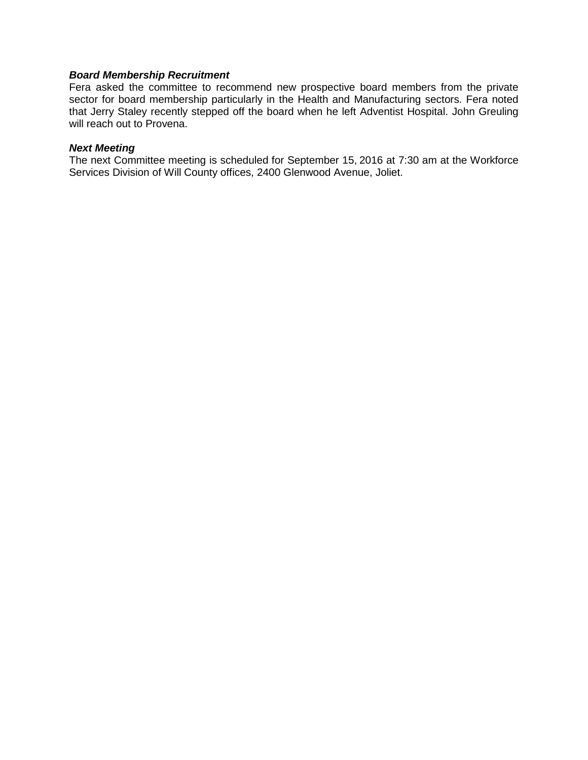***Board Membership Recruitment***

Fera asked the committee to recommend new prospective board members from the private sector for board membership particularly in the Health and Manufacturing sectors. Fera noted that Jerry Staley recently stepped off the board when he left Adventist Hospital. John Greuling will reach out to Provena.

***Next Meeting***

The next Committee meeting is scheduled for September 15, 2016 at 7:30 am at the Workforce Services Division of Will County offices, 2400 Glenwood Avenue, Joliet.